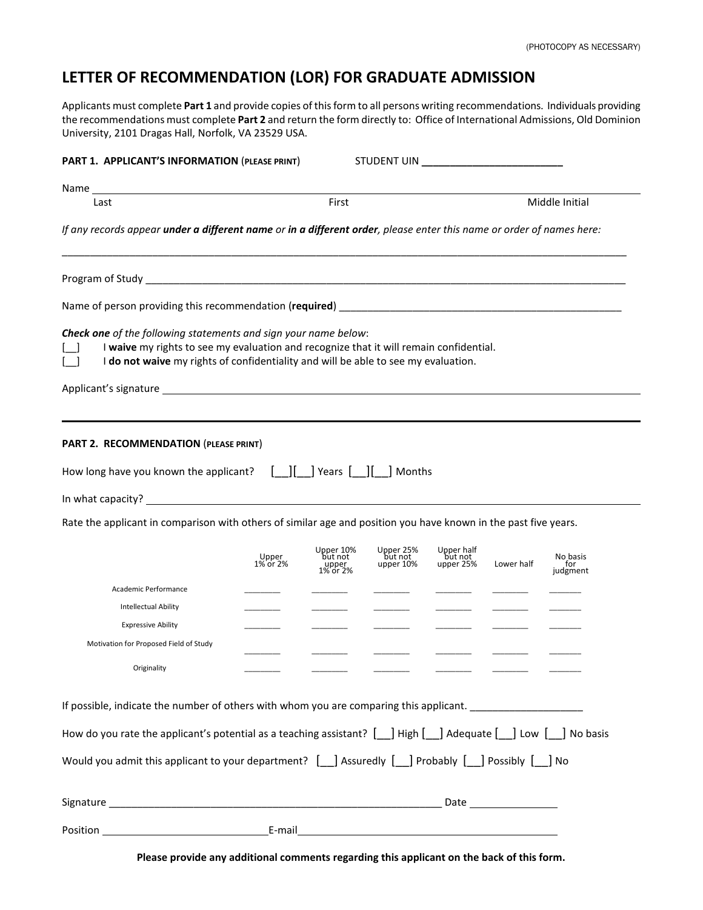(PHOTOCOPY AS NECESSARY)

# LETTER OF RECOMMENDATION (LOR) FOR GRADUATE ADMISSION

Applicants must complete **Part 1** and provide copies of this form to all persons writing recommendations. Individuals providing the recommendations must complete **Part 2** and return the form directly to: Office of International Admissions, Old Dominion University, 2101 Dragas Hall, Norfolk, VA 23529 USA.

**PART 1. APPLICANT'S INFORMATION** (PLEASE PRINT) STUDENT UIN ________________________

Name ____________________________________________________________________________
Last First Middle Initial

*If any records appear **under a different name** or **in a different order**, please enter this name or order of names here:*

______________________________________________________________________________________

Program of Study ______________________________________________________________________

Name of person providing this recommendation (**required**) ______________________________________

***Check one** of the following statements and sign your name below*:

[__] I **waive** my rights to see my evaluation and recognize that it will remain confidential.

[__] I **do not waive** my rights of confidentiality and will be able to see my evaluation.

Applicant's signature ____________________________________________________________________

---

**PART 2. RECOMMENDATION** (PLEASE PRINT)

How long have you known the applicant? [__][__] Years [__][__] Months

In what capacity? ______________________________________________________________________

Rate the applicant in comparison with others of similar age and position you have known in the past five years.

| | Upper 1% or 2% | Upper 10% but not upper 1% or 2% | Upper 25% but not upper 10% | Upper half but not upper 25% | Lower half | No basis for judgment |
|---|---|---|---|---|---|---|
| Academic Performance | ________ | ________ | ________ | ________ | ________ | _______ |
| Intellectual Ability | ________ | ________ | ________ | ________ | ________ | _______ |
| Expressive Ability | ________ | ________ | ________ | ________ | ________ | _______ |
| Motivation for Proposed Field of Study | ________ | ________ | ________ | ________ | ________ | _______ |
| Originality | ________ | ________ | ________ | ________ | ________ | _______ |

If possible, indicate the number of others with whom you are comparing this applicant. ___________________

How do you rate the applicant's potential as a teaching assistant? [__] High [__] Adequate [__] Low [__] No basis

Would you admit this applicant to your department? [__] Assuredly [__] Probably [__] Possibly [__] No

Signature ___________________________________________________________ Date _______________

Position ____________________________E-mail______________________________________________

**Please provide any additional comments regarding this applicant on the back of this form.**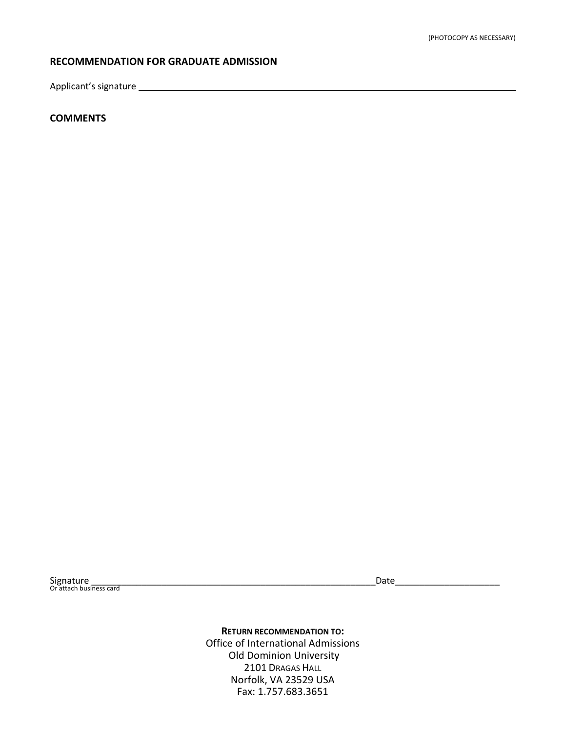(PHOTOCOPY AS NECESSARY)

**RECOMMENDATION FOR GRADUATE ADMISSION**

Applicant's signature ____________________________________________

**COMMENTS**

Signature ____________________________________________ Date ____________________
Or attach business card

**RETURN RECOMMENDATION TO:**
Office of International Admissions
Old Dominion University
2101 Dragas Hall
Norfolk, VA 23529 USA
Fax: 1.757.683.3651